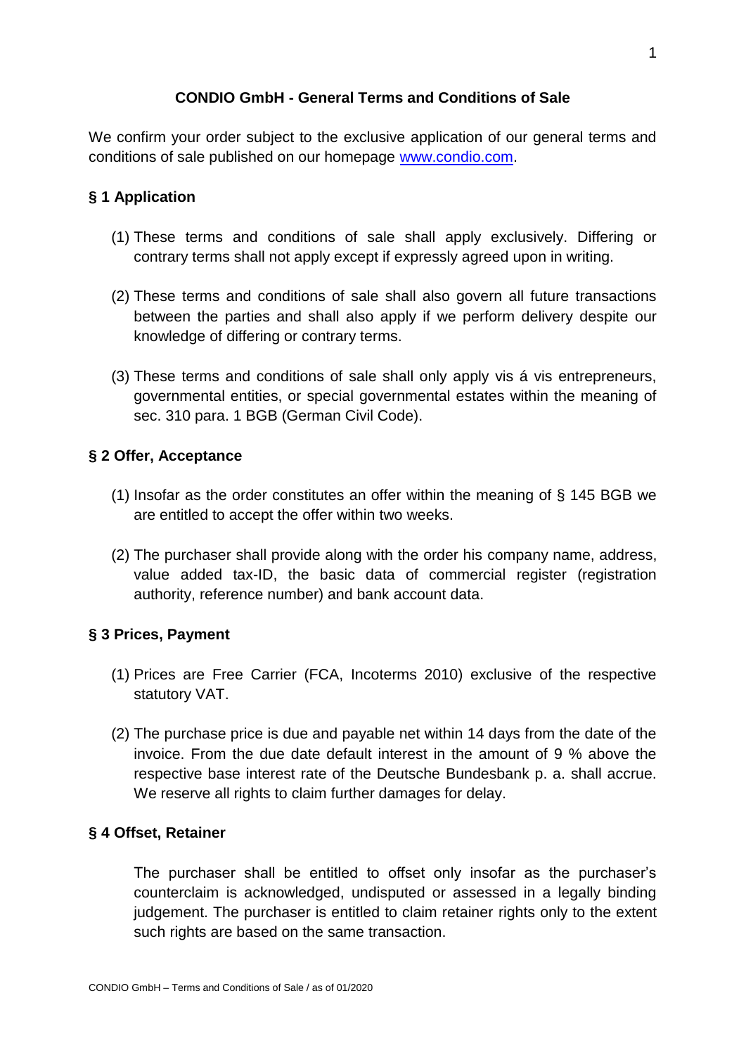# CONDIO GmbH - General Terms and Conditions of Sale

We confirm your order subject to the exclusive application of our general terms and conditions of sale published on our homepage www.condio.com.

## § 1 Application

(1) These terms and conditions of sale shall apply exclusively. Differing or contrary terms shall not apply except if expressly agreed upon in writing.

(2) These terms and conditions of sale shall also govern all future transactions between the parties and shall also apply if we perform delivery despite our knowledge of differing or contrary terms.

(3) These terms and conditions of sale shall only apply vis á vis entrepreneurs, governmental entities, or special governmental estates within the meaning of sec. 310 para. 1 BGB (German Civil Code).

## § 2 Offer, Acceptance

(1) Insofar as the order constitutes an offer within the meaning of § 145 BGB we are entitled to accept the offer within two weeks.

(2) The purchaser shall provide along with the order his company name, address, value added tax-ID, the basic data of commercial register (registration authority, reference number) and bank account data.

## § 3 Prices, Payment

(1) Prices are Free Carrier (FCA, Incoterms 2010) exclusive of the respective statutory VAT.

(2) The purchase price is due and payable net within 14 days from the date of the invoice. From the due date default interest in the amount of 9 % above the respective base interest rate of the Deutsche Bundesbank p. a. shall accrue. We reserve all rights to claim further damages for delay.

## § 4 Offset, Retainer

The purchaser shall be entitled to offset only insofar as the purchaser's counterclaim is acknowledged, undisputed or assessed in a legally binding judgement. The purchaser is entitled to claim retainer rights only to the extent such rights are based on the same transaction.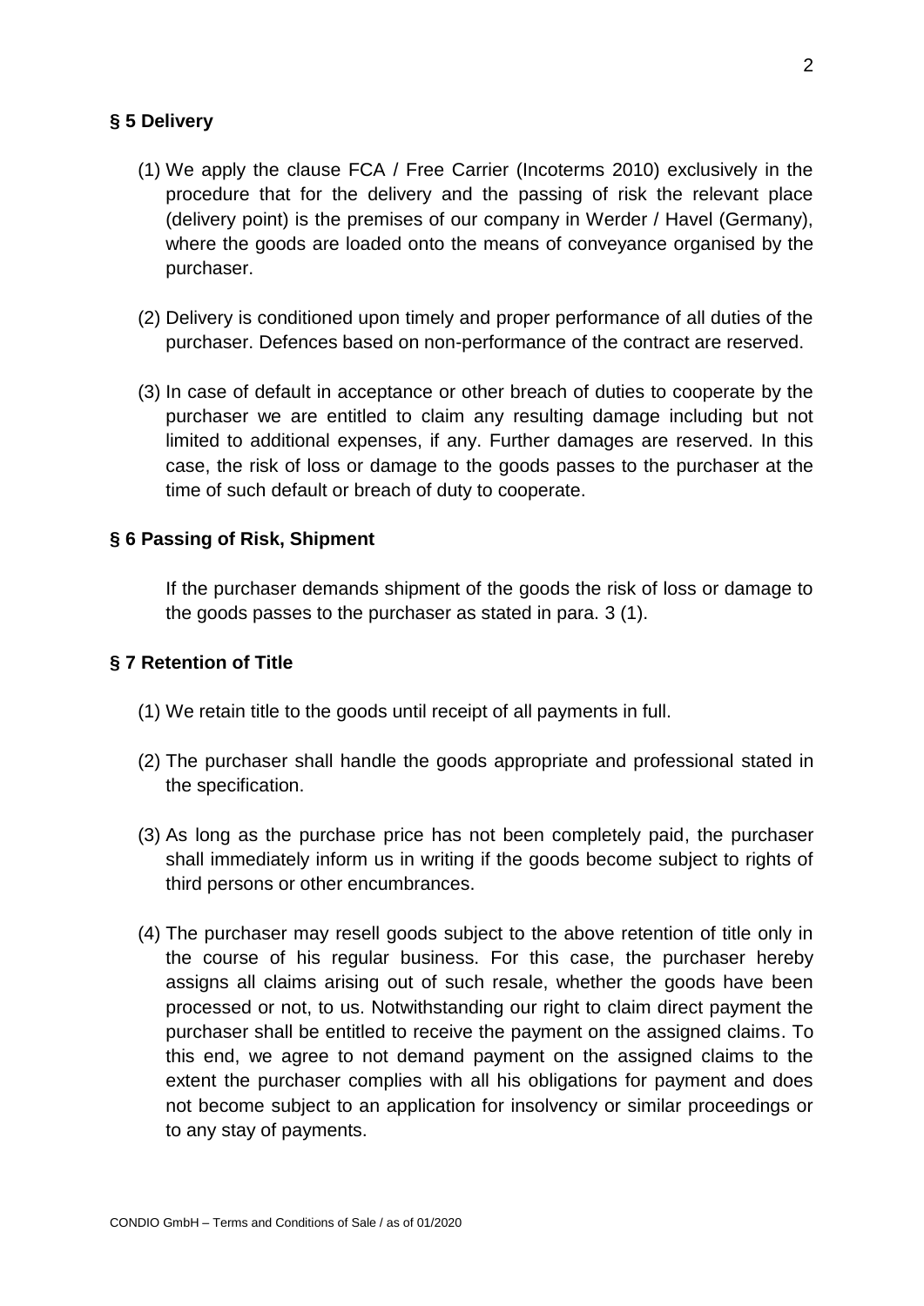## § 5 Delivery

(1) We apply the clause FCA / Free Carrier (Incoterms 2010) exclusively in the procedure that for the delivery and the passing of risk the relevant place (delivery point) is the premises of our company in Werder / Havel (Germany), where the goods are loaded onto the means of conveyance organised by the purchaser.

(2) Delivery is conditioned upon timely and proper performance of all duties of the purchaser. Defences based on non-performance of the contract are reserved.

(3) In case of default in acceptance or other breach of duties to cooperate by the purchaser we are entitled to claim any resulting damage including but not limited to additional expenses, if any. Further damages are reserved. In this case, the risk of loss or damage to the goods passes to the purchaser at the time of such default or breach of duty to cooperate.

## § 6 Passing of Risk, Shipment

If the purchaser demands shipment of the goods the risk of loss or damage to the goods passes to the purchaser as stated in para. 3 (1).

## § 7 Retention of Title

(1) We retain title to the goods until receipt of all payments in full.

(2) The purchaser shall handle the goods appropriate and professional stated in the specification.

(3) As long as the purchase price has not been completely paid, the purchaser shall immediately inform us in writing if the goods become subject to rights of third persons or other encumbrances.

(4) The purchaser may resell goods subject to the above retention of title only in the course of his regular business. For this case, the purchaser hereby assigns all claims arising out of such resale, whether the goods have been processed or not, to us. Notwithstanding our right to claim direct payment the purchaser shall be entitled to receive the payment on the assigned claims. To this end, we agree to not demand payment on the assigned claims to the extent the purchaser complies with all his obligations for payment and does not become subject to an application for insolvency or similar proceedings or to any stay of payments.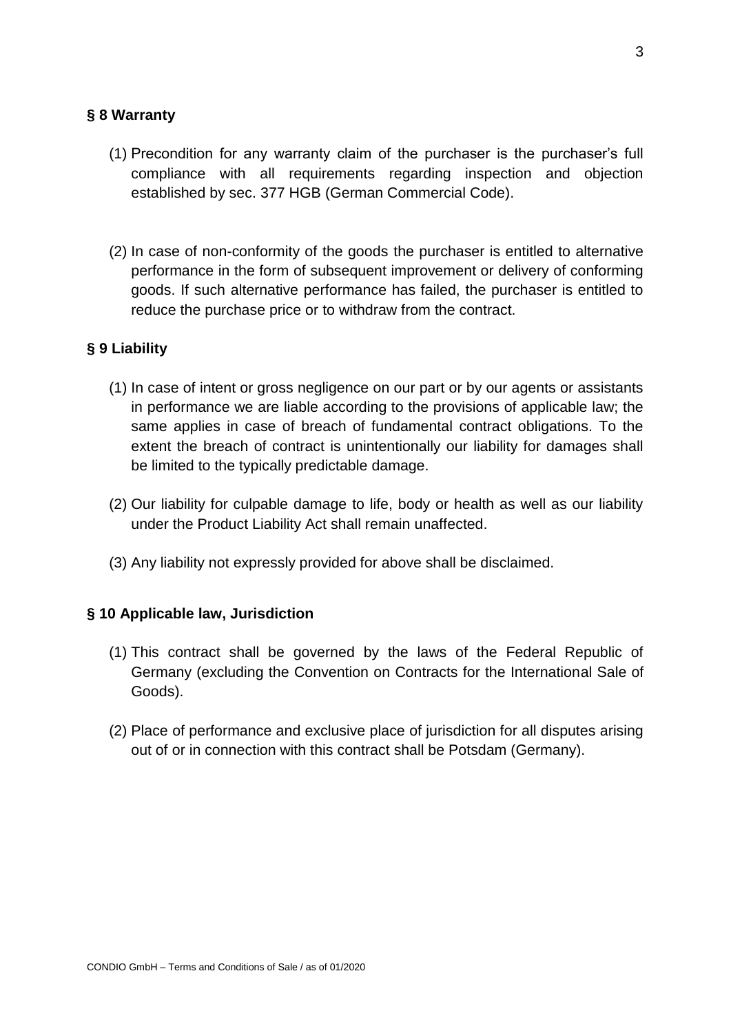## § 8 Warranty

(1) Precondition for any warranty claim of the purchaser is the purchaser's full compliance with all requirements regarding inspection and objection established by sec. 377 HGB (German Commercial Code).

(2) In case of non-conformity of the goods the purchaser is entitled to alternative performance in the form of subsequent improvement or delivery of conforming goods. If such alternative performance has failed, the purchaser is entitled to reduce the purchase price or to withdraw from the contract.

## § 9 Liability

(1) In case of intent or gross negligence on our part or by our agents or assistants in performance we are liable according to the provisions of applicable law; the same applies in case of breach of fundamental contract obligations. To the extent the breach of contract is unintentionally our liability for damages shall be limited to the typically predictable damage.

(2) Our liability for culpable damage to life, body or health as well as our liability under the Product Liability Act shall remain unaffected.

(3) Any liability not expressly provided for above shall be disclaimed.

## § 10 Applicable law, Jurisdiction

(1) This contract shall be governed by the laws of the Federal Republic of Germany (excluding the Convention on Contracts for the International Sale of Goods).

(2) Place of performance and exclusive place of jurisdiction for all disputes arising out of or in connection with this contract shall be Potsdam (Germany).